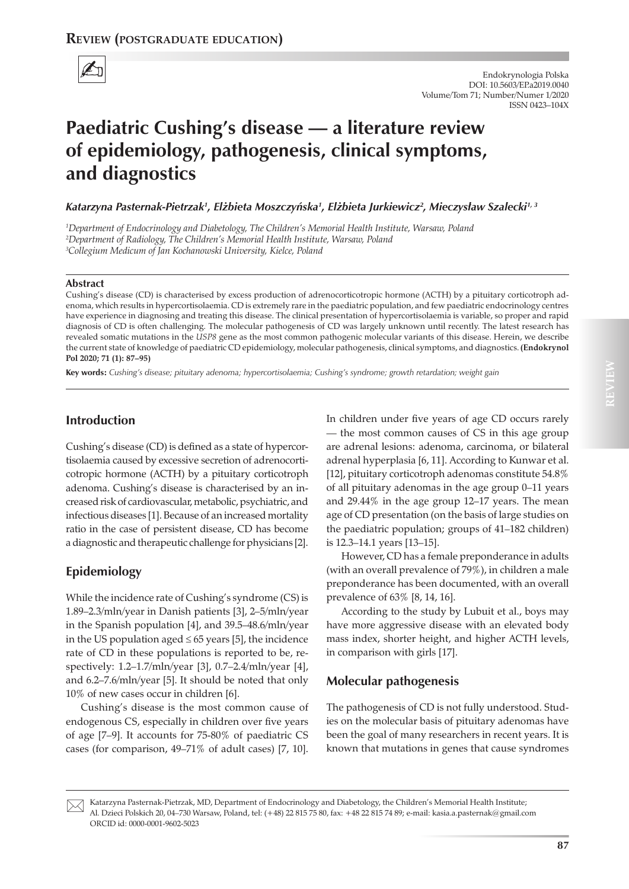# Paediatric Cushing's disease — a literature review of epidemiology, pathogenesis, clinical symptoms, and diagnostics

***Katarzyna Pasternak-Pietrzak[1], Elżbieta Moszczyńska[1], Elżbieta Jurkiewicz[2], Mieczysław Szalecki[1, 3]***

[1]*Department of Endocrinology and Diabetology, The Children's Memorial Health Institute, Warsaw, Poland*
[2]*Department of Radiology, The Children's Memorial Health Institute, Warsaw, Poland*
[3]*Collegium Medicum of Jan Kochanowski University, Kielce, Poland*

## Abstract

Cushing's disease (CD) is characterised by excess production of adrenocorticotropic hormone (ACTH) by a pituitary corticotroph adenoma, which results in hypercortisolaemia. CD is extremely rare in the paediatric population, and few paediatric endocrinology centres have experience in diagnosing and treating this disease. The clinical presentation of hypercortisolaemia is variable, so proper and rapid diagnosis of CD is often challenging. The molecular pathogenesis of CD was largely unknown until recently. The latest research has revealed somatic mutations in the *USP8* gene as the most common pathogenic molecular variants of this disease. Herein, we describe the current state of knowledge of paediatric CD epidemiology, molecular pathogenesis, clinical symptoms, and diagnostics. **(Endokrynol Pol 2020; 71 (1): 87–95)**

**Key words:** *Cushing's disease; pituitary adenoma; hypercortisolaemia; Cushing's syndrome; growth retardation; weight gain*

## Introduction

Cushing's disease (CD) is defined as a state of hypercortisolaemia caused by excessive secretion of adrenocorticotropic hormone (ACTH) by a pituitary corticotroph adenoma. Cushing's disease is characterised by an increased risk of cardiovascular, metabolic, psychiatric, and infectious diseases [1]. Because of an increased mortality ratio in the case of persistent disease, CD has become a diagnostic and therapeutic challenge for physicians [2].

## Epidemiology

While the incidence rate of Cushing's syndrome (CS) is 1.89–2.3/mln/year in Danish patients [3], 2–5/mln/year in the Spanish population [4], and 39.5–48.6/mln/year in the US population aged $\leq$ 65 years [5], the incidence rate of CD in these populations is reported to be, respectively: 1.2–1.7/mln/year [3], 0.7–2.4/mln/year [4], and 6.2–7.6/mln/year [5]. It should be noted that only 10% of new cases occur in children [6].

Cushing's disease is the most common cause of endogenous CS, especially in children over five years of age [7–9]. It accounts for 75-80% of paediatric CS cases (for comparison, 49–71% of adult cases) [7, 10]. In children under five years of age CD occurs rarely — the most common causes of CS in this age group are adrenal lesions: adenoma, carcinoma, or bilateral adrenal hyperplasia [6, 11]. According to Kunwar et al. [12], pituitary corticotroph adenomas constitute 54.8% of all pituitary adenomas in the age group 0–11 years and 29.44% in the age group 12–17 years. The mean age of CD presentation (on the basis of large studies on the paediatric population; groups of 41–182 children) is 12.3–14.1 years [13–15].

However, CD has a female preponderance in adults (with an overall prevalence of 79%), in children a male preponderance has been documented, with an overall prevalence of 63% [8, 14, 16].

According to the study by Lubuit et al., boys may have more aggressive disease with an elevated body mass index, shorter height, and higher ACTH levels, in comparison with girls [17].

## Molecular pathogenesis

The pathogenesis of CD is not fully understood. Studies on the molecular basis of pituitary adenomas have been the goal of many researchers in recent years. It is known that mutations in genes that cause syndromes

Katarzyna Pasternak-Pietrzak, MD, Department of Endocrinology and Diabetology, the Children's Memorial Health Institute; Al. Dzieci Polskich 20, 04–730 Warsaw, Poland, tel: (+48) 22 815 75 80, fax: +48 22 815 74 89; e-mail: kasia.a.pasternak@gmail.com ORCID id: 0000-0001-9602-5023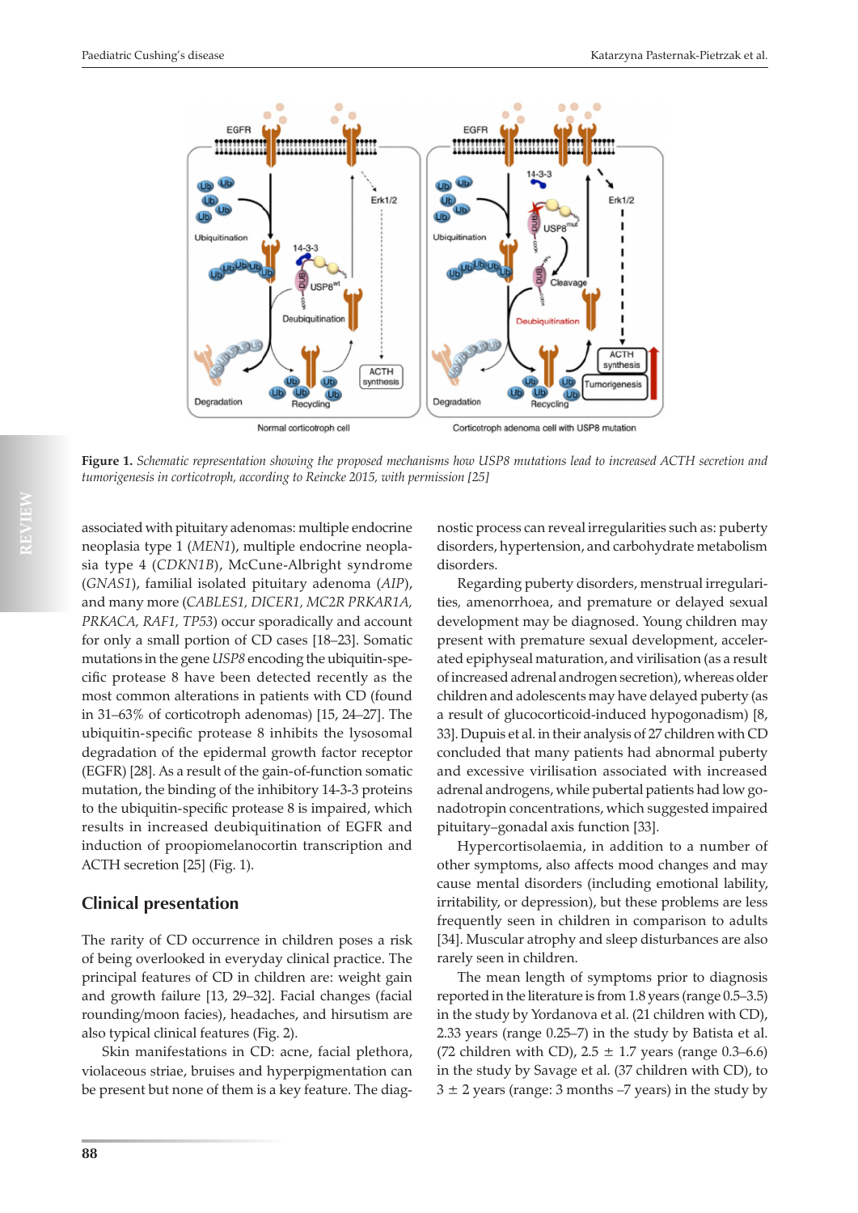**Figure 1.** *Schematic representation showing the proposed mechanisms how USP8 mutations lead to increased ACTH secretion and tumorigenesis in corticotroph, according to Reincke 2015, with permission [25]*

associated with pituitary adenomas: multiple endocrine neoplasia type 1 (*MEN1*), multiple endocrine neoplasia type 4 (*CDKN1B*), McCune-Albright syndrome (*GNAS1*), familial isolated pituitary adenoma (*AIP*), and many more (*CABLES1, DICER1, MC2R PRKAR1A, PRKACA, RAF1, TP53*) occur sporadically and account for only a small portion of CD cases [18–23]. Somatic mutations in the gene *USP8* encoding the ubiquitin-specific protease 8 have been detected recently as the most common alterations in patients with CD (found in 31–63% of corticotroph adenomas) [15, 24–27]. The ubiquitin-specific protease 8 inhibits the lysosomal degradation of the epidermal growth factor receptor (EGFR) [28]. As a result of the gain-of-function somatic mutation, the binding of the inhibitory 14-3-3 proteins to the ubiquitin-specific protease 8 is impaired, which results in increased deubiquitination of EGFR and induction of proopiomelanocortin transcription and ACTH secretion [25] (Fig. 1).

## Clinical presentation

The rarity of CD occurrence in children poses a risk of being overlooked in everyday clinical practice. The principal features of CD in children are: weight gain and growth failure [13, 29–32]. Facial changes (facial rounding/moon facies), headaches, and hirsutism are also typical clinical features (Fig. 2).

Skin manifestations in CD: acne, facial plethora, violaceous striae, bruises and hyperpigmentation can be present but none of them is a key feature. The diagnostic process can reveal irregularities such as: puberty disorders, hypertension, and carbohydrate metabolism disorders.

Regarding puberty disorders, menstrual irregularities, amenorrhoea, and premature or delayed sexual development may be diagnosed. Young children may present with premature sexual development, accelerated epiphyseal maturation, and virilisation (as a result of increased adrenal androgen secretion), whereas older children and adolescents may have delayed puberty (as a result of glucocorticoid-induced hypogonadism) [8, 33]. Dupuis et al. in their analysis of 27 children with CD concluded that many patients had abnormal puberty and excessive virilisation associated with increased adrenal androgens, while pubertal patients had low gonadotropin concentrations, which suggested impaired pituitary–gonadal axis function [33].

Hypercortisolaemia, in addition to a number of other symptoms, also affects mood changes and may cause mental disorders (including emotional lability, irritability, or depression), but these problems are less frequently seen in children in comparison to adults [34]. Muscular atrophy and sleep disturbances are also rarely seen in children.

The mean length of symptoms prior to diagnosis reported in the literature is from 1.8 years (range 0.5–3.5) in the study by Yordanova et al. (21 children with CD), 2.33 years (range 0.25–7) in the study by Batista et al. (72 children with CD), 2.5 ± 1.7 years (range 0.3–6.6) in the study by Savage et al. (37 children with CD), to 3 ± 2 years (range: 3 months –7 years) in the study by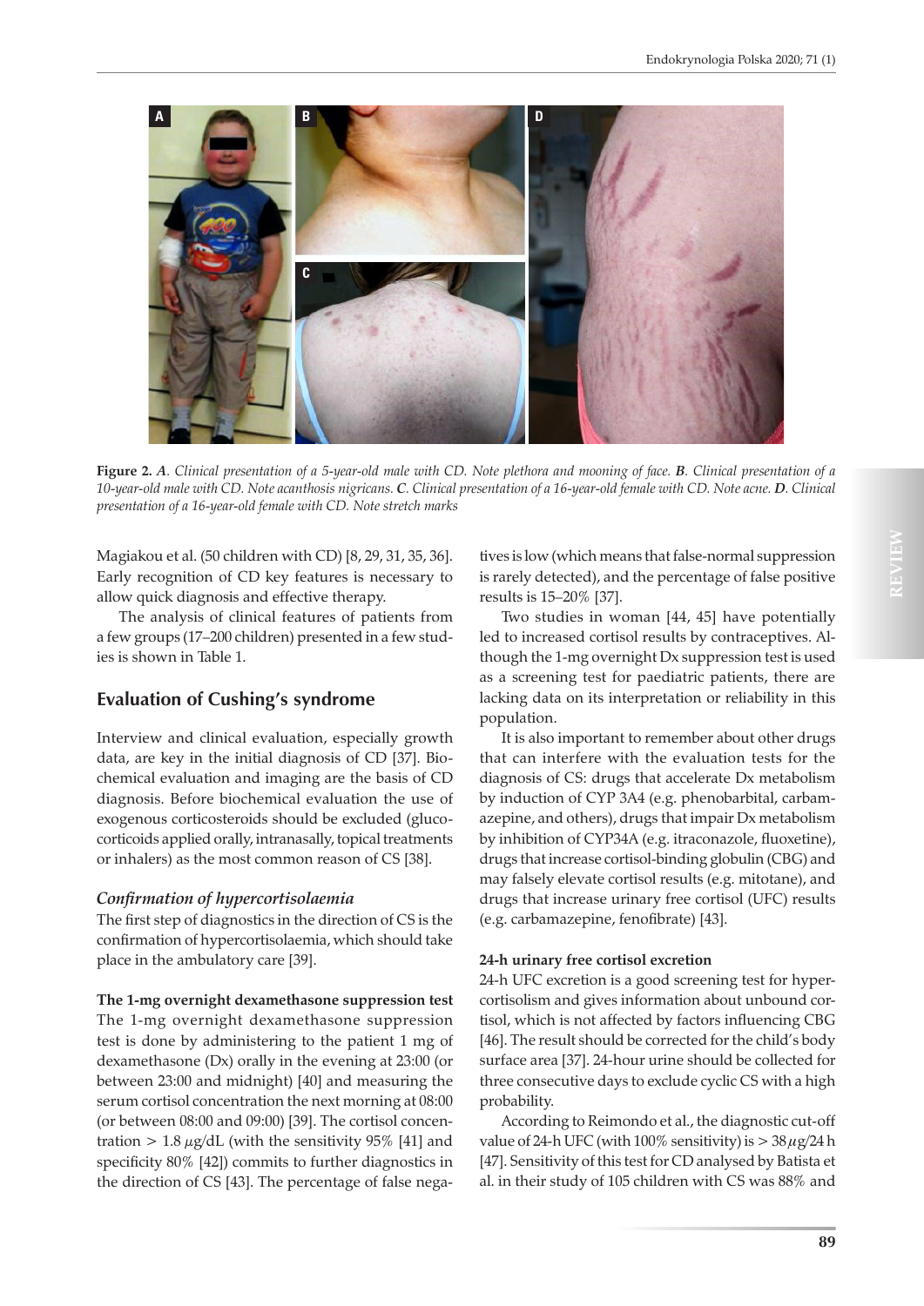**Figure 2.** *A. Clinical presentation of a 5-year-old male with CD. Note plethora and mooning of face.* ***B****. Clinical presentation of a 10-year-old male with CD. Note acanthosis nigricans.* ***C****. Clinical presentation of a 16-year-old female with CD. Note acne.* ***D****. Clinical presentation of a 16-year-old female with CD. Note stretch marks*

Magiakou et al. (50 children with CD) [8, 29, 31, 35, 36]. Early recognition of CD key features is necessary to allow quick diagnosis and effective therapy.

The analysis of clinical features of patients from a few groups (17–200 children) presented in a few studies is shown in Table 1.

## Evaluation of Cushing's syndrome

Interview and clinical evaluation, especially growth data, are key in the initial diagnosis of CD [37]. Biochemical evaluation and imaging are the basis of CD diagnosis. Before biochemical evaluation the use of exogenous corticosteroids should be excluded (glucocorticoids applied orally, intranasally, topical treatments or inhalers) as the most common reason of CS [38].

### *Confirmation of hypercortisolaemia*

The first step of diagnostics in the direction of CS is the confirmation of hypercortisolaemia, which should take place in the ambulatory care [39].

**The 1-mg overnight dexamethasone suppression test**

The 1-mg overnight dexamethasone suppression test is done by administering to the patient 1 mg of dexamethasone (Dx) orally in the evening at 23:00 (or between 23:00 and midnight) [40] and measuring the serum cortisol concentration the next morning at 08:00 (or between 08:00 and 09:00) [39]. The cortisol concentration > 1.8 $\mu$g/dL (with the sensitivity 95% [41] and specificity 80% [42]) commits to further diagnostics in the direction of CS [43]. The percentage of false negatives is low (which means that false-normal suppression is rarely detected), and the percentage of false positive results is 15–20% [37].

Two studies in woman [44, 45] have potentially led to increased cortisol results by contraceptives. Although the 1-mg overnight Dx suppression test is used as a screening test for paediatric patients, there are lacking data on its interpretation or reliability in this population.

It is also important to remember about other drugs that can interfere with the evaluation tests for the diagnosis of CS: drugs that accelerate Dx metabolism by induction of CYP 3A4 (e.g. phenobarbital, carbamazepine, and others), drugs that impair Dx metabolism by inhibition of CYP34A (e.g. itraconazole, fluoxetine), drugs that increase cortisol-binding globulin (CBG) and may falsely elevate cortisol results (e.g. mitotane), and drugs that increase urinary free cortisol (UFC) results (e.g. carbamazepine, fenofibrate) [43].

**24-h urinary free cortisol excretion**

24-h UFC excretion is a good screening test for hypercortisolism and gives information about unbound cortisol, which is not affected by factors influencing CBG [46]. The result should be corrected for the child's body surface area [37]. 24-hour urine should be collected for three consecutive days to exclude cyclic CS with a high probability.

According to Reimondo et al., the diagnostic cut-off value of 24-h UFC (with 100% sensitivity) is > 38 $\mu$g/24 h [47]. Sensitivity of this test for CD analysed by Batista et al. in their study of 105 children with CS was 88% and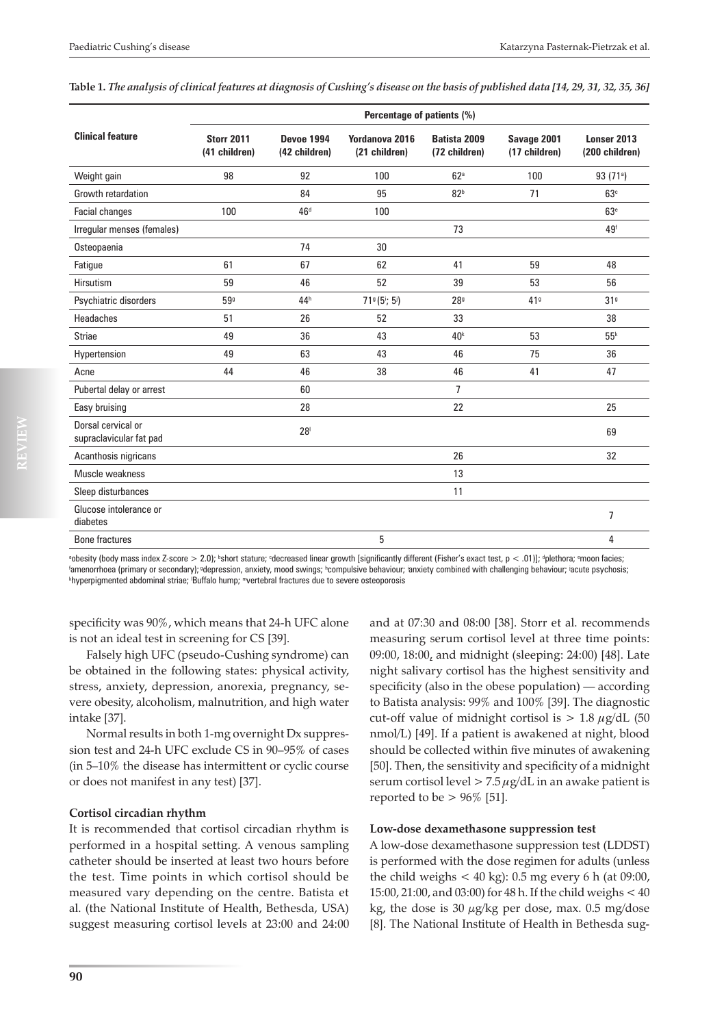**Table 1.** *The analysis of clinical features at diagnosis of Cushing's disease on the basis of published data [14, 29, 31, 32, 35, 36]*

| Clinical feature | Percentage of patients (%) | | | | | |
|---|---|---|---|---|---|---|
| | Storr 2011 (41 children) | Devoe 1994 (42 children) | Yordanova 2016 (21 children) | Batista 2009 (72 children) | Savage 2001 (17 children) | Lonser 2013 (200 children) |
| Weight gain | 98 | 92 | 100 | 62[a] | 100 | 93 (71[a]) |
| Growth retardation | | 84 | 95 | 82[b] | 71 | 63[c] |
| Facial changes | 100 | 46[d] | 100 | | | 63[e] |
| Irregular menses (females) | | | | 73 | | 49[f] |
| Osteopaenia | | 74 | 30 | | | |
| Fatigue | 61 | 67 | 62 | 41 | 59 | 48 |
| Hirsutism | 59 | 46 | 52 | 39 | 53 | 56 |
| Psychiatric disorders | 59[g] | 44[h] | 71[g] (5[i]; 5[j]) | 28[g] | 41[g] | 31[g] |
| Headaches | 51 | 26 | 52 | 33 | | 38 |
| Striae | 49 | 36 | 43 | 40[k] | 53 | 55[k] |
| Hypertension | 49 | 63 | 43 | 46 | 75 | 36 |
| Acne | 44 | 46 | 38 | 46 | 41 | 47 |
| Pubertal delay or arrest | | 60 | | 7 | | |
| Easy bruising | | 28 | | 22 | | 25 |
| Dorsal cervical or supraclavicular fat pad | | 28[l] | | | | 69 |
| Acanthosis nigricans | | | | 26 | | 32 |
| Muscle weakness | | | | 13 | | |
| Sleep disturbances | | | | 11 | | |
| Glucose intolerance or diabetes | | | | | | 7 |
| Bone fractures | | | 5 | | | 4 |

[a]obesity (body mass index Z-score > 2.0); [b]short stature; [c]decreased linear growth [significantly different (Fisher's exact test, p < .01)]; [d]plethora; [e]moon facies; [f]amenorrhoea (primary or secondary); [g]depression, anxiety, mood swings; [h]compulsive behaviour; [i]anxiety combined with challenging behaviour; [j]acute psychosis; [k]hyperpigmented abdominal striae; [l]Buffalo hump; [m]vertebral fractures due to severe osteoporosis

specificity was 90%, which means that 24-h UFC alone is not an ideal test in screening for CS [39].

Falsely high UFC (pseudo-Cushing syndrome) can be obtained in the following states: physical activity, stress, anxiety, depression, anorexia, pregnancy, severe obesity, alcoholism, malnutrition, and high water intake [37].

Normal results in both 1-mg overnight Dx suppression test and 24-h UFC exclude CS in 90–95% of cases (in 5–10% the disease has intermittent or cyclic course or does not manifest in any test) [37].

**Cortisol circadian rhythm**

It is recommended that cortisol circadian rhythm is performed in a hospital setting. A venous sampling catheter should be inserted at least two hours before the test. Time points in which cortisol should be measured vary depending on the centre. Batista et al. (the National Institute of Health, Bethesda, USA) suggest measuring cortisol levels at 23:00 and 24:00 and at 07:30 and 08:00 [38]. Storr et al. recommends measuring serum cortisol level at three time points: 09:00, 18:00, and midnight (sleeping: 24:00) [48]. Late night salivary cortisol has the highest sensitivity and specificity (also in the obese population) — according to Batista analysis: 99% and 100% [39]. The diagnostic cut-off value of midnight cortisol is > 1.8 μg/dL (50 nmol/L) [49]. If a patient is awakened at night, blood should be collected within five minutes of awakening [50]. Then, the sensitivity and specificity of a midnight serum cortisol level > 7.5 μg/dL in an awake patient is reported to be > 96% [51].

**Low-dose dexamethasone suppression test**

A low-dose dexamethasone suppression test (LDDST) is performed with the dose regimen for adults (unless the child weighs < 40 kg): 0.5 mg every 6 h (at 09:00, 15:00, 21:00, and 03:00) for 48 h. If the child weighs < 40 kg, the dose is 30 μg/kg per dose, max. 0.5 mg/dose [8]. The National Institute of Health in Bethesda sug-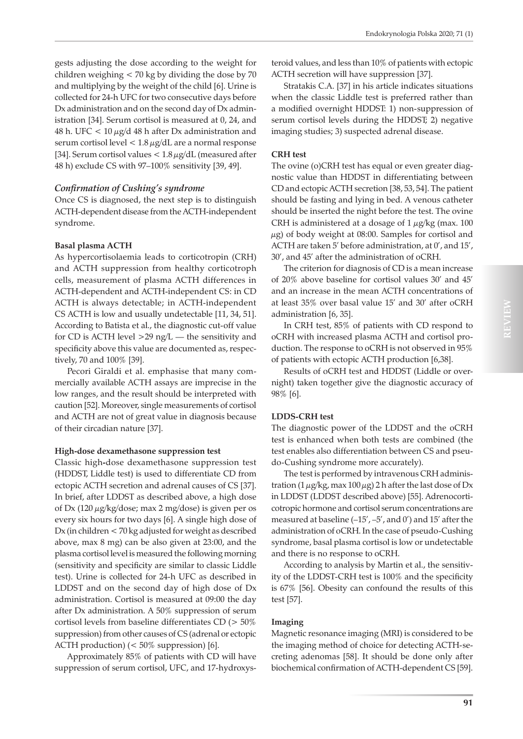gests adjusting the dose according to the weight for children weighing < 70 kg by dividing the dose by 70 and multiplying by the weight of the child [6]. Urine is collected for 24-h UFC for two consecutive days before Dx administration and on the second day of Dx administration [34]. Serum cortisol is measured at 0, 24, and 48 h. UFC < 10 $\mu$g/d 48 h after Dx administration and serum cortisol level < 1.8 $\mu$g/dL are a normal response [34]. Serum cortisol values < 1.8 $\mu$g/dL (measured after 48 h) exclude CS with 97–100% sensitivity [39, 49].

### *Confirmation of Cushing's syndrome*

Once CS is diagnosed, the next step is to distinguish ACTH-dependent disease from the ACTH-independent syndrome.

#### **Basal plasma ACTH**

As hypercortisolaemia leads to corticotropin (CRH) and ACTH suppression from healthy corticotroph cells, measurement of plasma ACTH differences in ACTH-dependent and ACTH-independent CS: in CD ACTH is always detectable; in ACTH-independent CS ACTH is low and usually undetectable [11, 34, 51]. According to Batista et al., the diagnostic cut-off value for CD is ACTH level >29 ng/L — the sensitivity and specificity above this value are documented as, respectively, 70 and 100% [39].

Pecori Giraldi et al. emphasise that many commercially available ACTH assays are imprecise in the low ranges, and the result should be interpreted with caution [52]. Moreover, single measurements of cortisol and ACTH are not of great value in diagnosis because of their circadian nature [37].

#### **High-dose dexamethasone suppression test**

Classic high-dose dexamethasone suppression test (HDDST, Liddle test) is used to differentiate CD from ectopic ACTH secretion and adrenal causes of CS [37]. In brief, after LDDST as described above, a high dose of Dx (120 $\mu$g/kg/dose; max 2 mg/dose) is given per os every six hours for two days [6]. A single high dose of Dx (in children < 70 kg adjusted for weight as described above, max 8 mg) can be also given at 23:00, and the plasma cortisol level is measured the following morning (sensitivity and specificity are similar to classic Liddle test). Urine is collected for 24-h UFC as described in LDDST and on the second day of high dose of Dx administration. Cortisol is measured at 09:00 the day after Dx administration. A 50% suppression of serum cortisol levels from baseline differentiates CD (> 50% suppression) from other causes of CS (adrenal or ectopic ACTH production) (< 50% suppression) [6].

Approximately 85% of patients with CD will have suppression of serum cortisol, UFC, and 17-hydroxysteroid values, and less than 10% of patients with ectopic ACTH secretion will have suppression [37].

Stratakis C.A. [37] in his article indicates situations when the classic Liddle test is preferred rather than a modified overnight HDDST: 1) non-suppression of serum cortisol levels during the HDDST; 2) negative imaging studies; 3) suspected adrenal disease.

#### **CRH test**

The ovine (o)CRH test has equal or even greater diagnostic value than HDDST in differentiating between CD and ectopic ACTH secretion [38, 53, 54]. The patient should be fasting and lying in bed. A venous catheter should be inserted the night before the test. The ovine CRH is administered at a dosage of 1 $\mu$g/kg (max. 100 $\mu$g) of body weight at 08:00. Samples for cortisol and ACTH are taken 5′ before administration, at 0′, and 15′, 30′, and 45′ after the administration of oCRH.

The criterion for diagnosis of CD is a mean increase of 20% above baseline for cortisol values 30′ and 45′ and an increase in the mean ACTH concentrations of at least 35% over basal value 15′ and 30′ after oCRH administration [6, 35].

In CRH test, 85% of patients with CD respond to oCRH with increased plasma ACTH and cortisol production. The response to oCRH is not observed in 95% of patients with ectopic ACTH production [6,38].

Results of oCRH test and HDDST (Liddle or overnight) taken together give the diagnostic accuracy of 98% [6].

#### **LDDS-CRH test**

The diagnostic power of the LDDST and the oCRH test is enhanced when both tests are combined (the test enables also differentiation between CS and pseudo-Cushing syndrome more accurately).

The test is performed by intravenous CRH administration (1 $\mu$g/kg, max 100 $\mu$g) 2 h after the last dose of Dx in LDDST (LDDST described above) [55]. Adrenocorticotropic hormone and cortisol serum concentrations are measured at baseline (–15′, –5′, and 0′) and 15′ after the administration of oCRH. In the case of pseudo-Cushing syndrome, basal plasma cortisol is low or undetectable and there is no response to oCRH.

According to analysis by Martin et al., the sensitivity of the LDDST-CRH test is 100% and the specificity is 67% [56]. Obesity can confound the results of this test [57].

#### **Imaging**

Magnetic resonance imaging (MRI) is considered to be the imaging method of choice for detecting ACTH-secreting adenomas [58]. It should be done only after biochemical confirmation of ACTH-dependent CS [59].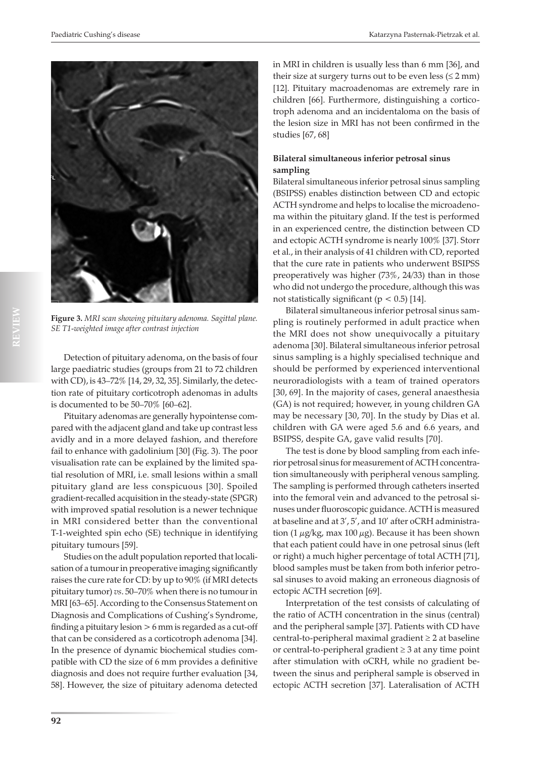**Figure 3.** *MRI scan showing pituitary adenoma. Sagittal plane. SE T1-weighted image after contrast injection*

Detection of pituitary adenoma, on the basis of four large paediatric studies (groups from 21 to 72 children with CD), is 43–72% [14, 29, 32, 35]. Similarly, the detection rate of pituitary corticotroph adenomas in adults is documented to be 50–70% [60–62].

Pituitary adenomas are generally hypointense compared with the adjacent gland and take up contrast less avidly and in a more delayed fashion, and therefore fail to enhance with gadolinium [30] (Fig. 3). The poor visualisation rate can be explained by the limited spatial resolution of MRI, i.e. small lesions within a small pituitary gland are less conspicuous [30]. Spoiled gradient-recalled acquisition in the steady-state (SPGR) with improved spatial resolution is a newer technique in MRI considered better than the conventional T-1-weighted spin echo (SE) technique in identifying pituitary tumours [59].

Studies on the adult population reported that localisation of a tumour in preoperative imaging significantly raises the cure rate for CD: by up to 90% (if MRI detects pituitary tumor) *vs*. 50–70% when there is no tumour in MRI [63–65]. According to the Consensus Statement on Diagnosis and Complications of Cushing's Syndrome, finding a pituitary lesion > 6 mm is regarded as a cut-off that can be considered as a corticotroph adenoma [34]. In the presence of dynamic biochemical studies compatible with CD the size of 6 mm provides a definitive diagnosis and does not require further evaluation [34, 58]. However, the size of pituitary adenoma detected in MRI in children is usually less than 6 mm [36], and their size at surgery turns out to be even less (≤ 2 mm) [12]. Pituitary macroadenomas are extremely rare in children [66]. Furthermore, distinguishing a corticotroph adenoma and an incidentaloma on the basis of the lesion size in MRI has not been confirmed in the studies [67, 68]

**Bilateral simultaneous inferior petrosal sinus sampling**

Bilateral simultaneous inferior petrosal sinus sampling (BSIPSS) enables distinction between CD and ectopic ACTH syndrome and helps to localise the microadenoma within the pituitary gland. If the test is performed in an experienced centre, the distinction between CD and ectopic ACTH syndrome is nearly 100% [37]. Storr et al., in their analysis of 41 children with CD, reported that the cure rate in patients who underwent BSIPSS preoperatively was higher (73%, 24/33) than in those who did not undergo the procedure, although this was not statistically significant ($p < 0.5$) [14].

Bilateral simultaneous inferior petrosal sinus sampling is routinely performed in adult practice when the MRI does not show unequivocally a pituitary adenoma [30]. Bilateral simultaneous inferior petrosal sinus sampling is a highly specialised technique and should be performed by experienced interventional neuroradiologists with a team of trained operators [30, 69]. In the majority of cases, general anaesthesia (GA) is not required; however, in young children GA may be necessary [30, 70]. In the study by Dias et al. children with GA were aged 5.6 and 6.6 years, and BSIPSS, despite GA, gave valid results [70].

The test is done by blood sampling from each inferior petrosal sinus for measurement of ACTH concentration simultaneously with peripheral venous sampling. The sampling is performed through catheters inserted into the femoral vein and advanced to the petrosal sinuses under fluoroscopic guidance. ACTH is measured at baseline and at 3', 5', and 10' after oCRH administration (1 $\mu$g/kg, max 100 $\mu$g). Because it has been shown that each patient could have in one petrosal sinus (left or right) a much higher percentage of total ACTH [71], blood samples must be taken from both inferior petrosal sinuses to avoid making an erroneous diagnosis of ectopic ACTH secretion [69].

Interpretation of the test consists of calculating of the ratio of ACTH concentration in the sinus (central) and the peripheral sample [37]. Patients with CD have central-to-peripheral maximal gradient ≥ 2 at baseline or central-to-peripheral gradient ≥ 3 at any time point after stimulation with oCRH, while no gradient between the sinus and peripheral sample is observed in ectopic ACTH secretion [37]. Lateralisation of ACTH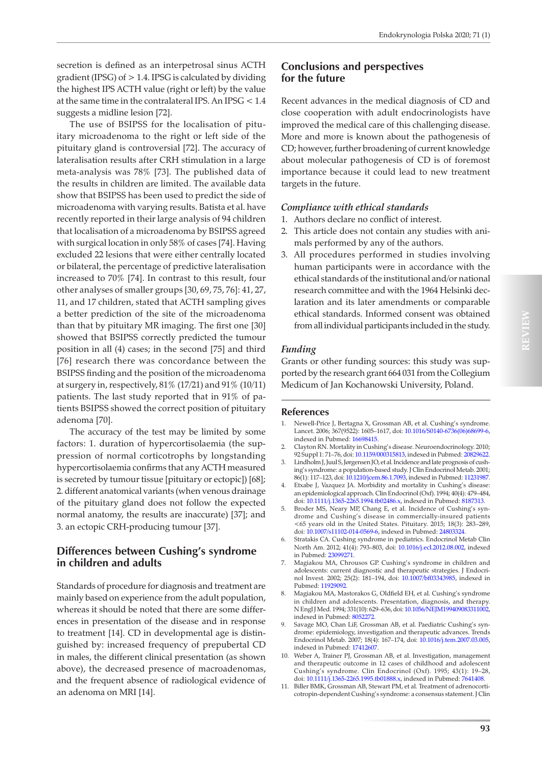secretion is defined as an interpetrosal sinus ACTH gradient (IPSG) of > 1.4. IPSG is calculated by dividing the highest IPS ACTH value (right or left) by the value at the same time in the contralateral IPS. An IPSG < 1.4 suggests a midline lesion [72].

The use of BSIPSS for the localisation of pituitary microadenoma to the right or left side of the pituitary gland is controversial [72]. The accuracy of lateralisation results after CRH stimulation in a large meta-analysis was 78% [73]. The published data of the results in children are limited. The available data show that BSIPSS has been used to predict the side of microadenoma with varying results. Batista et al. have recently reported in their large analysis of 94 children that localisation of a microadenoma by BSIPSS agreed with surgical location in only 58% of cases [74]. Having excluded 22 lesions that were either centrally located or bilateral, the percentage of predictive lateralisation increased to 70% [74]. In contrast to this result, four other analyses of smaller groups [30, 69, 75, 76]: 41, 27, 11, and 17 children, stated that ACTH sampling gives a better prediction of the site of the microadenoma than that by pituitary MR imaging. The first one [30] showed that BSIPSS correctly predicted the tumour position in all (4) cases; in the second [75] and third [76] research there was concordance between the BSIPSS finding and the position of the microadenoma at surgery in, respectively, 81% (17/21) and 91% (10/11) patients. The last study reported that in 91% of patients BSIPSS showed the correct position of pituitary adenoma [70].

The accuracy of the test may be limited by some factors: 1. duration of hypercortisolaemia (the suppression of normal corticotrophs by longstanding hypercortisolaemia confirms that any ACTH measured is secreted by tumour tissue [pituitary or ectopic]) [68]; 2. different anatomical variants (when venous drainage of the pituitary gland does not follow the expected normal anatomy, the results are inaccurate) [37]; and 3. an ectopic CRH-producing tumour [37].

## Differences between Cushing's syndrome in children and adults

Standards of procedure for diagnosis and treatment are mainly based on experience from the adult population, whereas it should be noted that there are some differences in presentation of the disease and in response to treatment [14]. CD in developmental age is distinguished by: increased frequency of prepubertal CD in males, the different clinical presentation (as shown above), the decreased presence of macroadenomas, and the frequent absence of radiological evidence of an adenoma on MRI [14].

## Conclusions and perspectives for the future

Recent advances in the medical diagnosis of CD and close cooperation with adult endocrinologists have improved the medical care of this challenging disease. More and more is known about the pathogenesis of CD; however, further broadening of current knowledge about molecular pathogenesis of CD is of foremost importance because it could lead to new treatment targets in the future.

### *Compliance with ethical standards*

1. Authors declare no conflict of interest.
2. This article does not contain any studies with animals performed by any of the authors.
3. All procedures performed in studies involving human participants were in accordance with the ethical standards of the institutional and/or national research committee and with the 1964 Helsinki declaration and its later amendments or comparable ethical standards. Informed consent was obtained from all individual participants included in the study.

### *Funding*

Grants or other funding sources: this study was supported by the research grant 664 031 from the Collegium Medicum of Jan Kochanowski University, Poland.

## References

1. Newell-Price J, Bertagna X, Grossman AB, et al. Cushing's syndrome. Lancet. 2006; 367(9522): 1605–1617, doi: 10.1016/S0140-6736(06)68699-6, indexed in Pubmed: 16698415.
2. Clayton RN. Mortality in Cushing's disease. Neuroendocrinology. 2010; 92 Suppl 1: 71–76, doi: 10.1159/000315813, indexed in Pubmed: 20829622.
3. Lindholm J, Juul S, Jørgensen JO, et al. Incidence and late prognosis of cushing's syndrome: a population-based study. J Clin Endocrinol Metab. 2001; 86(1): 117–123, doi: 10.1210/jcem.86.1.7093, indexed in Pubmed: 11231987.
4. Etxabe J, Vazquez JA. Morbidity and mortality in Cushing's disease: an epidemiological approach. Clin Endocrinol (Oxf). 1994; 40(4): 479–484, doi: 10.1111/j.1365-2265.1994.tb02486.x, indexed in Pubmed: 8187313.
5. Broder MS, Neary MP, Chang E, et al. Incidence of Cushing's syndrome and Cushing's disease in commercially-insured patients <65 years old in the United States. Pituitary. 2015; 18(3): 283–289, doi: 10.1007/s11102-014-0569-6, indexed in Pubmed: 24803324.
6. Stratakis CA. Cushing syndrome in pediatrics. Endocrinol Metab Clin North Am. 2012; 41(4): 793–803, doi: 10.1016/j.ecl.2012.08.002, indexed in Pubmed: 23099271.
7. Magiakou MA, Chrousos GP. Cushing's syndrome in children and adolescents: current diagnostic and therapeutic strategies. J Endocrinol Invest. 2002; 25(2): 181–194, doi: 10.1007/bf03343985, indexed in Pubmed: 11929092.
8. Magiakou MA, Mastorakos G, Oldfield EH, et al. Cushing's syndrome in children and adolescents. Presentation, diagnosis, and therapy. N Engl J Med. 1994; 331(10): 629–636, doi: 10.1056/NEJM199409083311002, indexed in Pubmed: 8052272.
9. Savage MO, Chan LiF, Grossman AB, et al. Paediatric Cushing's syndrome: epidemiology, investigation and therapeutic advances. Trends Endocrinol Metab. 2007; 18(4): 167–174, doi: 10.1016/j.tem.2007.03.005, indexed in Pubmed: 17412607.
10. Weber A, Trainer PJ, Grossman AB, et al. Investigation, management and therapeutic outcome in 12 cases of childhood and adolescent Cushing's syndrome. Clin Endocrinol (Oxf). 1995; 43(1): 19–28, doi: 10.1111/j.1365-2265.1995.tb01888.x, indexed in Pubmed: 7641408.
11. Biller BMK, Grossman AB, Stewart PM, et al. Treatment of adrenocorticotropin-dependent Cushing's syndrome: a consensus statement. J Clin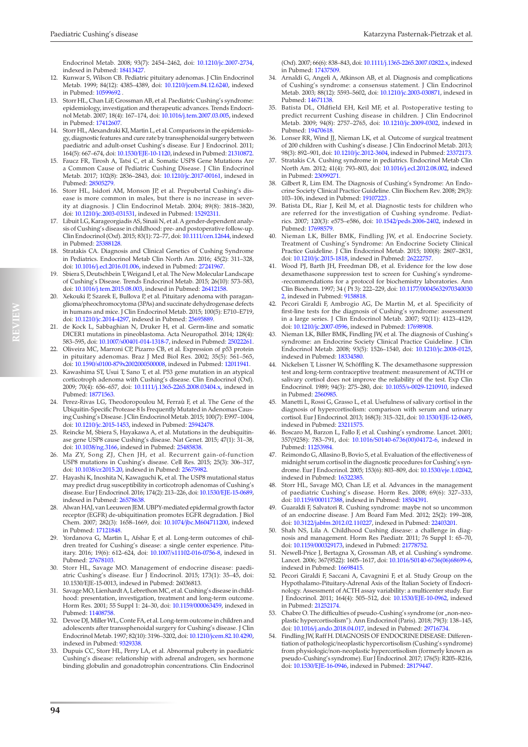Endocrinol Metab. 2008; 93(7): 2454–2462, doi: 10.1210/jc.2007-2734, indexed in Pubmed: 18413427.

12. Kunwar S, Wilson CB. Pediatric pituitary adenomas. J Clin Endocrinol Metab. 1999; 84(12): 4385–4389, doi: 10.1210/jcem.84.12.6240, indexed in Pubmed: 10599692 .
13. Storr HL, Chan LF, Grossman AB, et al. Paediatric Cushing's syndrome: epidemiology, investigation and therapeutic advances. Trends Endocrinol Metab. 2007; 18(4): 167–174, doi: 10.1016/j.tem.2007.03.005, indexed in Pubmed: 17412607.
14. Storr HL, Alexandraki KI, Martin L, et al. Comparisons in the epidemiology, diagnostic features and cure rate by transsphenoidal surgery between paediatric and adult-onset Cushing's disease. Eur J Endocrinol. 2011; 164(5): 667–674, doi: 10.1530/EJE-10-1120, indexed in Pubmed: 21310872.
15. Faucz FR, Tirosh A, Tatsi C, et al. Somatic USP8 Gene Mutations Are a Common Cause of Pediatric Cushing Disease. J Clin Endocrinol Metab. 2017; 102(8): 2836–2843, doi: 10.1210/jc.2017-00161, indexed in Pubmed: 28505279.
16. Storr HL, Isidori AM, Monson JP, et al. Prepubertal Cushing's disease is more common in males, but there is no increase in severity at diagnosis. J Clin Endocrinol Metab. 2004; 89(8): 3818–3820, doi: 10.1210/jc.2003-031531, indexed in Pubmed: 15292311.
17. Libuit LG, Karageorgiadis AS, Sinaii N, et al. A gender-dependent analysis of Cushing's disease in childhood: pre- and postoperative follow-up. Clin Endocrinol (Oxf). 2015; 83(1): 72–77, doi: 10.1111/cen.12644, indexed in Pubmed: 25388128.
18. Stratakis CA. Diagnosis and Clinical Genetics of Cushing Syndrome in Pediatrics. Endocrinol Metab Clin North Am. 2016; 45(2): 311–328, doi: 10.1016/j.ecl.2016.01.006, indexed in Pubmed: 27241967.
19. Sbiera S, Deutschbein T, Weigand I, et al. The New Molecular Landscape of Cushing's Disease. Trends Endocrinol Metab. 2015; 26(10): 573–583, doi: 10.1016/j.tem.2015.08.003, indexed in Pubmed: 26412158.
20. Xekouki P, Szarek E, Bullova P, et al. Pituitary adenoma with paraganglioma/pheochromocytoma (3PAs) and succinate dehydrogenase defects in humans and mice. J Clin Endocrinol Metab. 2015; 100(5): E710–E719, doi: 10.1210/jc.2014-4297, indexed in Pubmed: 25695889.
21. de Kock L, Sabbaghian N, Druker H, et al. Germ-line and somatic DICER1 mutations in pineoblastoma. Acta Neuropathol. 2014; 128(4): 583–595, doi: 10.1007/s00401-014-1318-7, indexed in Pubmed: 25022261.
22. Oliveira MC, Marroni CP, Pizarro CB, et al. Expression of p53 protein in pituitary adenomas. Braz J Med Biol Res. 2002; 35(5): 561–565, doi: 10.1590/s0100-879x2002000500008, indexed in Pubmed: 12011941.
23. Kawashima ST, Usui T, Sano T, et al. P53 gene mutation in an atypical corticotroph adenoma with Cushing's disease. Clin Endocrinol (Oxf). 2009; 70(4): 656–657, doi: 10.1111/j.1365-2265.2008.03404.x, indexed in Pubmed: 18771563.
24. Perez-Rivas LG, Theodoropoulou M, Ferraù F, et al. The Gene of the Ubiquitin-Specific Protease 8 Is Frequently Mutated in Adenomas Causing Cushing's Disease. J Clin Endocrinol Metab. 2015; 100(7): E997–1004, doi: 10.1210/jc.2015-1453, indexed in Pubmed: 25942478.
25. Reincke M, Sbiera S, Hayakawa A, et al. Mutations in the deubiquitinase gene USP8 cause Cushing's disease. Nat Genet. 2015; 47(1): 31–38, doi: 10.1038/ng.3166, indexed in Pubmed: 25485838.
26. Ma ZY, Song ZJ, Chen JH, et al. Recurrent gain-of-function USP8 mutations in Cushing's disease. Cell Res. 2015; 25(3): 306–317, doi: 10.1038/cr.2015.20, indexed in Pubmed: 25675982.
27. Hayashi K, Inoshita N, Kawaguchi K, et al. The USP8 mutational status may predict drug susceptibility in corticotroph adenomas of Cushing's disease. Eur J Endocrinol. 2016; 174(2): 213–226, doi: 10.1530/EJE-15-0689, indexed in Pubmed: 26578638.
28. Alwan HAJ, van Leeuwen JEM. UBPY-mediated epidermal growth factor receptor (EGFR) de-ubiquitination promotes EGFR degradation. J Biol Chem. 2007; 282(3): 1658–1669, doi: 10.1074/jbc.M604711200, indexed in Pubmed: 17121848.
29. Yordanova G, Martin L, Afshar F, et al. Long-term outcomes of children treated for Cushing's disease: a single center experience. Pituitary. 2016; 19(6): 612–624, doi: 10.1007/s11102-016-0756-8, indexed in Pubmed: 27678103.
30. Storr HL, Savage MO. Management of endocrine disease: paediatric Cushing's disease. Eur J Endocrinol. 2015; 173(1): 35–45, doi: 10.1530/EJE-15-0013, indexed in Pubmed: 26036813.
31. Savage MO, Lienhardt A, Lebrethon MC, et al. Cushing's disease in childhood: presentation, investigation, treatment and long-term outcome. Horm Res. 2001; 55 Suppl 1: 24–30, doi: 10.1159/000063459, indexed in Pubmed: 11408758.
32. Devoe DJ, Miller WL, Conte FA, et al. Long-term outcome in children and adolescents after transsphenoidal surgery for Cushing's disease. J Clin Endocrinol Metab. 1997; 82(10): 3196–3202, doi: 10.1210/jcem.82.10.4290, indexed in Pubmed: 9329338.
33. Dupuis CC, Storr HL, Perry LA, et al. Abnormal puberty in paediatric Cushing's disease: relationship with adrenal androgen, sex hormone binding globulin and gonadotrophin concentrations. Clin Endocrinol (Oxf). 2007; 66(6): 838–843, doi: 10.1111/j.1365-2265.2007.02822.x, indexed in Pubmed: 17437509.
34. Arnaldi G, Angeli A, Atkinson AB, et al. Diagnosis and complications of Cushing's syndrome: a consensus statement. J Clin Endocrinol Metab. 2003; 88(12): 5593–5602, doi: 10.1210/jc.2003-030871, indexed in Pubmed: 14671138.
35. Batista DL, Oldfield EH, Keil MF, et al. Postoperative testing to predict recurrent Cushing disease in children. J Clin Endocrinol Metab. 2009; 94(8): 2757–2765, doi: 10.1210/jc.2009-0302, indexed in Pubmed: 19470618.
36. Lonser RR, Wind JJ, Nieman LK, et al. Outcome of surgical treatment of 200 children with Cushing's disease. J Clin Endocrinol Metab. 2013; 98(3): 892–901, doi: 10.1210/jc.2012-3604, indexed in Pubmed: 23372173.
37. Stratakis CA. Cushing syndrome in pediatrics. Endocrinol Metab Clin North Am. 2012; 41(4): 793–803, doi: 10.1016/j.ecl.2012.08.002, indexed in Pubmed: 23099271.
38. Gilbert R, Lim EM. The Diagnosis of Cushing's Syndrome: An Endocrine Society Clinical Practice Guideline. Clin Biochem Rev. 2008; 29(3): 103–106, indexed in Pubmed: 19107223 .
39. Batista DL, Riar J, Keil M, et al. Diagnostic tests for children who are referred for the investigation of Cushing syndrome. Pediatrics. 2007; 120(3): e575–e586, doi: 10.1542/peds.2006-2402, indexed in Pubmed: 17698579.
40. Nieman LK, Biller BMK, Findling JW, et al. Endocrine Society. Treatment of Cushing's Syndrome: An Endocrine Society Clinical Practice Guideline. J Clin Endocrinol Metab. 2015; 100(8): 2807–2831, doi: 10.1210/jc.2015-1818, indexed in Pubmed: 26222757.
41. Wood PJ, Barth JH, Freedman DB, et al. Evidence for the low dose dexamethasone suppression test to screen for Cushing's syndrome--recommendations for a protocol for biochemistry laboratories. Ann Clin Biochem. 1997; 34 ( Pt 3): 222–229, doi: 10.1177/000456329703400302, indexed in Pubmed: 9158818.
42. Pecori Giraldi F, Ambrogio AG, De Martin M, et al. Specificity of first-line tests for the diagnosis of Cushing's syndrome: assessment in a large series. J Clin Endocrinol Metab. 2007; 92(11): 4123–4129, doi: 10.1210/jc.2007-0596, indexed in Pubmed: 17698908.
43. Nieman LK, Biller BMK, Findling JW, et al. The diagnosis of Cushing's syndrome: an Endocrine Society Clinical Practice Guideline. J Clin Endocrinol Metab. 2008; 93(5): 1526–1540, doi: 10.1210/jc.2008-0125, indexed in Pubmed: 18334580.
44. Nickelsen T, Lissner W, Schöffling K. The dexamethasone suppression test and long-term contraceptive treatment: measurement of ACTH or salivary cortisol does not improve the reliability of the test. Exp Clin Endocrinol. 1989; 94(3): 275–280, doi: 10.1055/s-0029-1210910, indexed in Pubmed: 2560985.
45. Manetti L, Rossi G, Grasso L, et al. Usefulness of salivary cortisol in the diagnosis of hypercortisolism: comparison with serum and urinary cortisol. Eur J Endocrinol. 2013; 168(3): 315–321, doi: 10.1530/EJE-12-0685, indexed in Pubmed: 23211575.
46. Boscaro M, Barzon L, Fallo F, et al. Cushing's syndrome. Lancet. 2001; 357(9258): 783–791, doi: 10.1016/S0140-6736(00)04172-6, indexed in Pubmed: 11253984.
47. Reimondo G, Allasino B, Bovio S, et al. Evaluation of the effectiveness of midnight serum cortisol in the diagnostic procedures for Cushing's syndrome. Eur J Endocrinol. 2005; 153(6): 803–809, doi: 10.1530/eje.1.02042, indexed in Pubmed: 16322385.
48. Storr HL, Savage MO, Chan LF, et al. Advances in the management of paediatric Cushing's disease. Horm Res. 2008; 69(6): 327–333, doi: 10.1159/000117388, indexed in Pubmed: 18504391.
49. Guaraldi F, Salvatori R. Cushing syndrome: maybe not so uncommon of an endocrine disease. J Am Board Fam Med. 2012; 25(2): 199–208, doi: 10.3122/jabfm.2012.02.110227, indexed in Pubmed: 22403201.
50. Shah NS, Lila A. Childhood Cushing disease: a challenge in diagnosis and management. Horm Res Paediatr. 2011; 76 Suppl 1: 65–70, doi: 10.1159/000329173, indexed in Pubmed: 21778752.
51. Newell-Price J, Bertagna X, Grossman AB, et al. Cushing's syndrome. Lancet. 2006; 367(9522): 1605–1617, doi: 10.1016/S0140-6736(06)68699-6, indexed in Pubmed: 16698415.
52. Pecori Giraldi F, Saccani A, Cavagnini F et al. Study Group on the Hypothalamo-Pituitary-Adrenal Axis of the Italian Society of Endocrinology. Assessment of ACTH assay variability: a multicenter study. Eur J Endocrinol. 2011; 164(4): 505–512, doi: 10.1530/EJE-10-0962, indexed in Pubmed: 21252174.
53. Chabre O. The difficulties of pseudo-Cushing's syndrome (or „non-neoplastic hypercortisolism"). Ann Endocrinol (Paris). 2018; 79(3): 138–145, doi: 10.1016/j.ando.2018.04.017, indexed in Pubmed: 29716734.
54. Findling JW, Raff H. DIAGNOSIS OF ENDOCRINE DISEASE: Differentiation of pathologic/neoplastic hypercortisolism (Cushing's syndrome) from physiologic/non-neoplastic hypercortisolism (formerly known as pseudo-Cushing's syndrome). Eur J Endocrinol. 2017; 176(5): R205–R216, doi: 10.1530/EJE-16-0946, indexed in Pubmed: 28179447.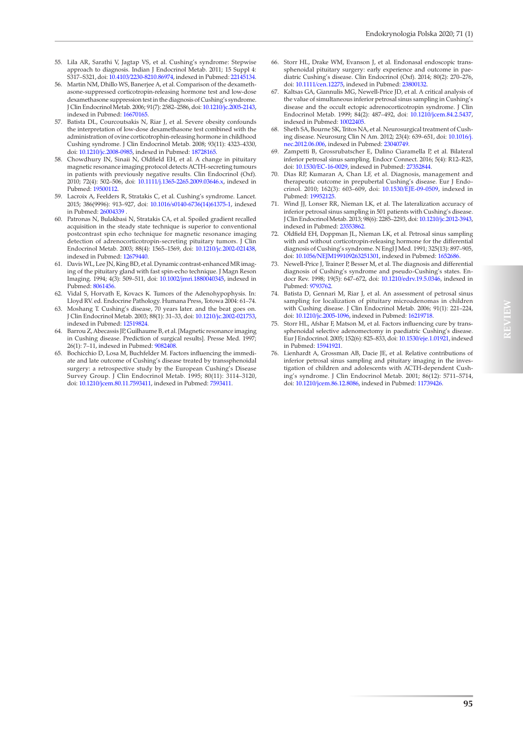55. Lila AR, Sarathi V, Jagtap VS, et al. Cushing's syndrome: Stepwise approach to diagnosis. Indian J Endocrinol Metab. 2011; 15 Suppl 4: S317–S321, doi: 10.4103/2230-8210.86974, indexed in Pubmed: 22145134.
56. Martin NM, Dhillo WS, Banerjee A, et al. Comparison of the dexamethasone-suppressed corticotropin-releasing hormone test and low-dose dexamethasone suppression test in the diagnosis of Cushing's syndrome. J Clin Endocrinol Metab. 2006; 91(7): 2582–2586, doi: 10.1210/jc.2005-2143, indexed in Pubmed: 16670165.
57. Batista DL, Courcoutsakis N, Riar J, et al. Severe obesity confounds the interpretation of low-dose dexamethasone test combined with the administration of ovine corticotrophin-releasing hormone in childhood Cushing syndrome. J Clin Endocrinol Metab. 2008; 93(11): 4323–4330, doi: 10.1210/jc.2008-0985, indexed in Pubmed: 18728165.
58. Chowdhury IN, Sinaii N, Oldfield EH, et al. A change in pituitary magnetic resonance imaging protocol detects ACTH-secreting tumours in patients with previously negative results. Clin Endocrinol (Oxf). 2010; 72(4): 502–506, doi: 10.1111/j.1365-2265.2009.03646.x, indexed in Pubmed: 19500112.
59. Lacroix A, Feelders R, Stratakis C, et al. Cushing's syndrome. Lancet. 2015; 386(9996): 913–927, doi: 10.1016/s0140-6736(14)61375-1, indexed in Pubmed: 26004339 .
60. Patronas N, Bulakbasi N, Stratakis CA, et al. Spoiled gradient recalled acquisition in the steady state technique is superior to conventional postcontrast spin echo technique for magnetic resonance imaging detection of adrenocorticotropin-secreting pituitary tumors. J Clin Endocrinol Metab. 2003; 88(4): 1565–1569, doi: 10.1210/jc.2002-021438, indexed in Pubmed: 12679440.
61. Davis WL, Lee JN, King BD, et al. Dynamic contrast-enhanced MR imaging of the pituitary gland with fast spin-echo technique. J Magn Reson Imaging. 1994; 4(3): 509–511, doi: 10.1002/jmri.1880040345, indexed in Pubmed: 8061456.
62. Vidal S, Horvath E, Kovacs K. Tumors of the Adenohypophysis. In: Lloyd RV. ed. Endocrine Pathology. Humana Press, Totowa 2004: 61–74.
63. Moshang T. Cushing's disease, 70 years later. and the beat goes on. J Clin Endocrinol Metab. 2003; 88(1): 31–33, doi: 10.1210/jc.2002-021753, indexed in Pubmed: 12519824.
64. Barrou Z, Abecassis JP, Guilhaume B, et al. [Magnetic resonance imaging in Cushing disease. Prediction of surgical results]. Presse Med. 1997; 26(1): 7–11, indexed in Pubmed: 9082408.
65. Bochicchio D, Losa M, Buchfelder M. Factors influencing the immediate and late outcome of Cushing's disease treated by transsphenoidal surgery: a retrospective study by the European Cushing's Disease Survey Group. J Clin Endocrinol Metab. 1995; 80(11): 3114–3120, doi: 10.1210/jcem.80.11.7593411, indexed in Pubmed: 7593411.
66. Storr HL, Drake WM, Evanson J, et al. Endonasal endoscopic transsphenoidal pituitary surgery: early experience and outcome in paediatric Cushing's disease. Clin Endocrinol (Oxf). 2014; 80(2): 270–276, doi: 10.1111/cen.12275, indexed in Pubmed: 23800132.
67. Kaltsas GA, Giannulis MG, Newell-Price JD, et al. A critical analysis of the value of simultaneous inferior petrosal sinus sampling in Cushing's disease and the occult ectopic adrenocorticotropin syndrome. J Clin Endocrinol Metab. 1999; 84(2): 487–492, doi: 10.1210/jcem.84.2.5437, indexed in Pubmed: 10022405.
68. Sheth SA, Bourne SK, Tritos NA, et al. Neurosurgical treatment of Cushing disease. Neurosurg Clin N Am. 2012; 23(4): 639–651, doi: 10.1016/j.nec.2012.06.006, indexed in Pubmed: 23040749.
69. Zampetti B, Grossrubatscher E, Dalino Ciaramella P, et al. Bilateral inferior petrosal sinus sampling. Endocr Connect. 2016; 5(4): R12–R25, doi: 10.1530/EC-16-0029, indexed in Pubmed: 27352844.
70. Dias RP, Kumaran A, Chan LF, et al. Diagnosis, management and therapeutic outcome in prepubertal Cushing's disease. Eur J Endocrinol. 2010; 162(3): 603–609, doi: 10.1530/EJE-09-0509, indexed in Pubmed: 19952125.
71. Wind JJ, Lonser RR, Nieman LK, et al. The lateralization accuracy of inferior petrosal sinus sampling in 501 patients with Cushing's disease. J Clin Endocrinol Metab. 2013; 98(6): 2285–2293, doi: 10.1210/jc.2012-3943, indexed in Pubmed: 23553862.
72. Oldfield EH, Doppman JL, Nieman LK, et al. Petrosal sinus sampling with and without corticotropin-releasing hormone for the differential diagnosis of Cushing's syndrome. N Engl J Med. 1991; 325(13): 897–905, doi: 10.1056/NEJM199109263251301, indexed in Pubmed: 1652686.
73. Newell-Price J, Trainer P, Besser M, et al. The diagnosis and differential diagnosis of Cushing's syndrome and pseudo-Cushing's states. Endocr Rev. 1998; 19(5): 647–672, doi: 10.1210/edrv.19.5.0346, indexed in Pubmed: 9793762.
74. Batista D, Gennari M, Riar J, et al. An assessment of petrosal sinus sampling for localization of pituitary microadenomas in children with Cushing disease. J Clin Endocrinol Metab. 2006; 91(1): 221–224, doi: 10.1210/jc.2005-1096, indexed in Pubmed: 16219718.
75. Storr HL, Afshar F, Matson M, et al. Factors influencing cure by transsphenoidal selective adenomectomy in paediatric Cushing's disease. Eur J Endocrinol. 2005; 152(6): 825–833, doi: 10.1530/eje.1.01921, indexed in Pubmed: 15941921.
76. Lienhardt A, Grossman AB, Dacie JE, et al. Relative contributions of inferior petrosal sinus sampling and pituitary imaging in the investigation of children and adolescents with ACTH-dependent Cushing's syndrome. J Clin Endocrinol Metab. 2001; 86(12): 5711–5714, doi: 10.1210/jcem.86.12.8086, indexed in Pubmed: 11739426.